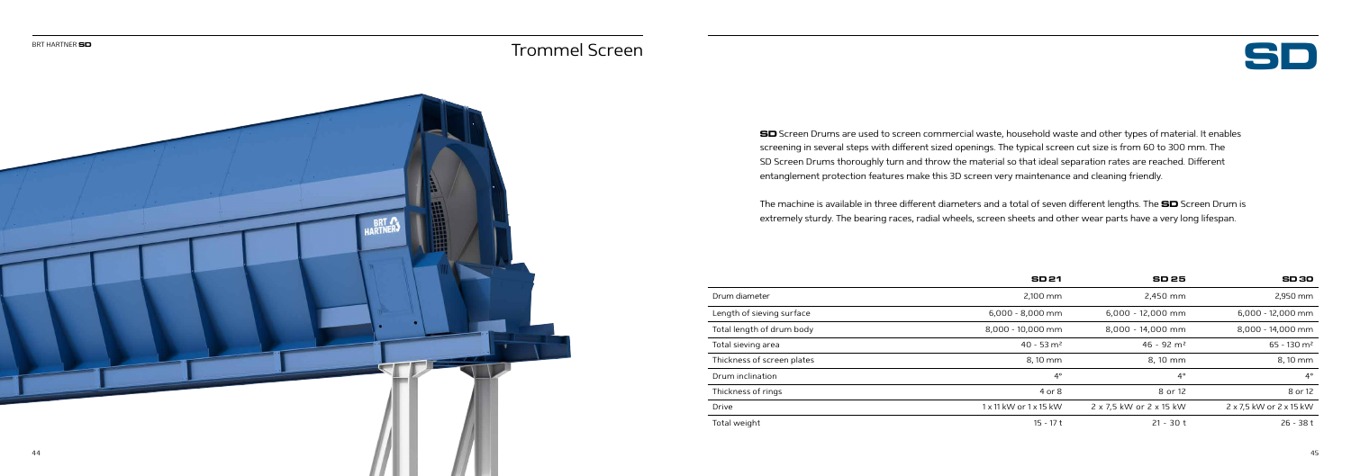# Trommel Screen

**SD** Screen Drums are used to screen commercial waste, household waste and other types of material. It enables screening in several steps with different sized openings. The typical screen cut size is from 60 to 300 mm. The SD Screen Drums thoroughly turn and throw the material so that ideal separation rates are reached. Different entanglement protection features make this 3D screen very maintenance and cleaning friendly.

The machine is available in three different diameters and a total of seven different lengths. The **SD** Screen Drum is extremely sturdy. The bearing races, radial wheels, screen sheets and other wear parts have a very long lifespan.

| | **SD 21** | **SD 25** | **SD 30** |
|---|---|---|---|
| Drum diameter | 2,100 mm | 2,450 mm | 2,950 mm |
| Length of sieving surface | 6,000 - 8,000 mm | 6,000 - 12,000 mm | 6,000 - 12,000 mm |
| Total length of drum body | 8,000 - 10,000 mm | 8,000 - 14,000 mm | 8,000 - 14,000 mm |
| Total sieving area | 40 - 53 m² | 46 - 92 m² | 65 - 130 m² |
| Thickness of screen plates | 8, 10 mm | 8, 10 mm | 8, 10 mm |
| Drum inclination | 4° | 4° | 4° |
| Thickness of rings | 4 or 8 | 8 or 12 | 8 or 12 |
| Drive | 1 x 11 kW or 1 x 15 kW | 2 x 7,5 kW or 2 x 15 kW | 2 x 7,5 kW or 2 x 15 kW |
| Total weight | 15 - 17 t | 21 - 30 t | 26 - 38 t |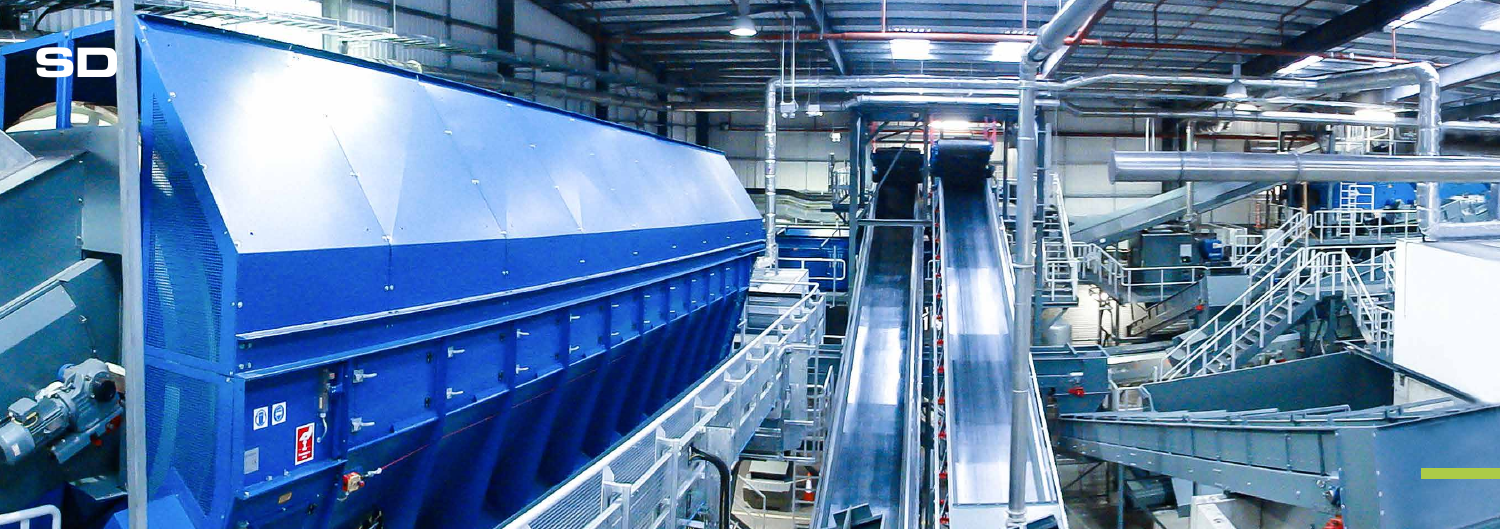SD